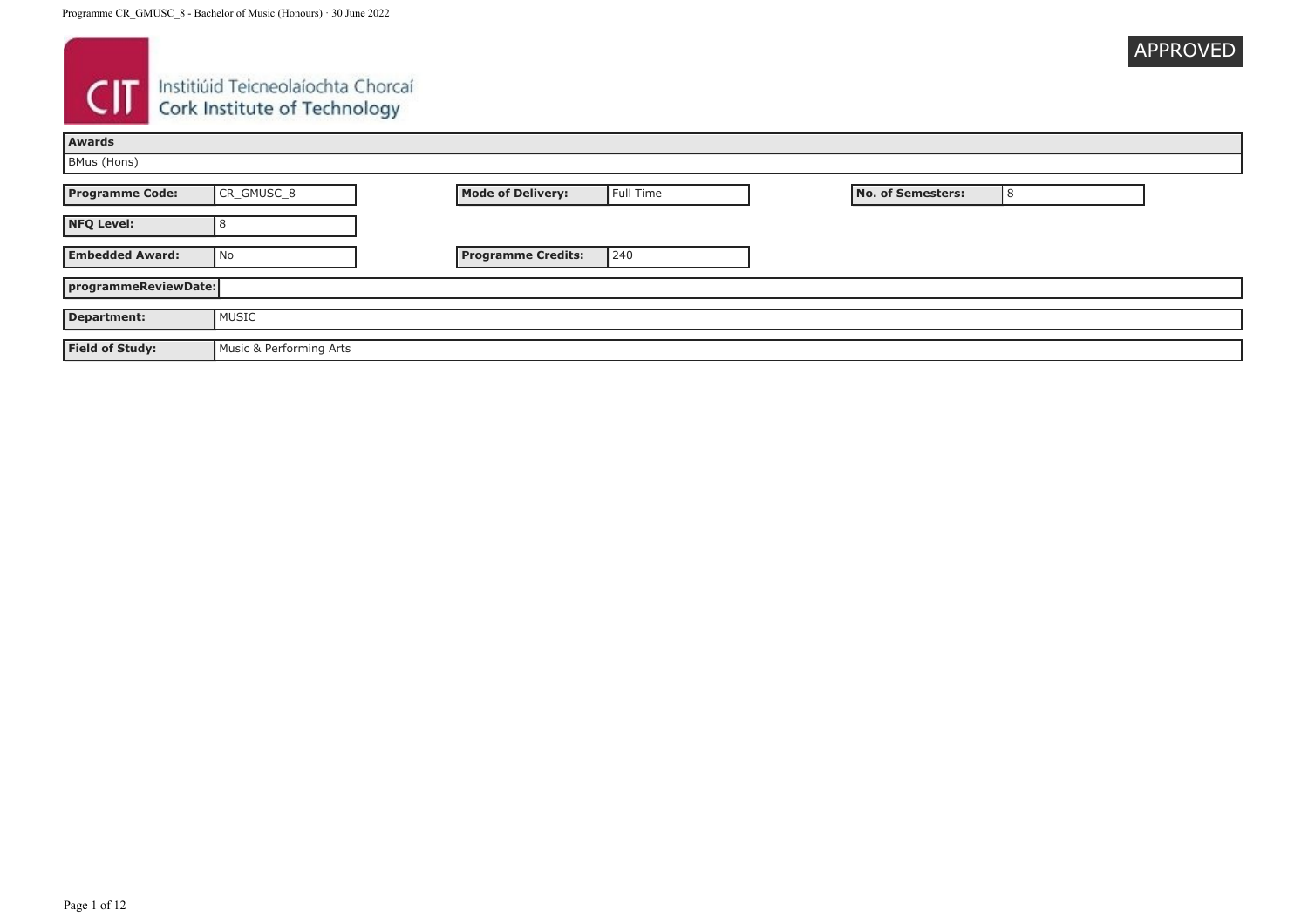Cork Institute of Technology
Institiúid Teicneolaíochta Chorcaí

APPROVED

| Awards |
| --- |
| BMus (Hons) |

| Programme Code: | CR_GMUSC_8 | Mode of Delivery: | Full Time | No. of Semesters: | 8 |
| --- | --- | --- | --- | --- | --- |
| NFQ Level: | 8 | | | | |
| Embedded Award: | No | Programme Credits: | 240 | | |

| programmeReviewDate: | |
| --- | --- |
| Department: | MUSIC |
| Field of Study: | Music & Performing Arts |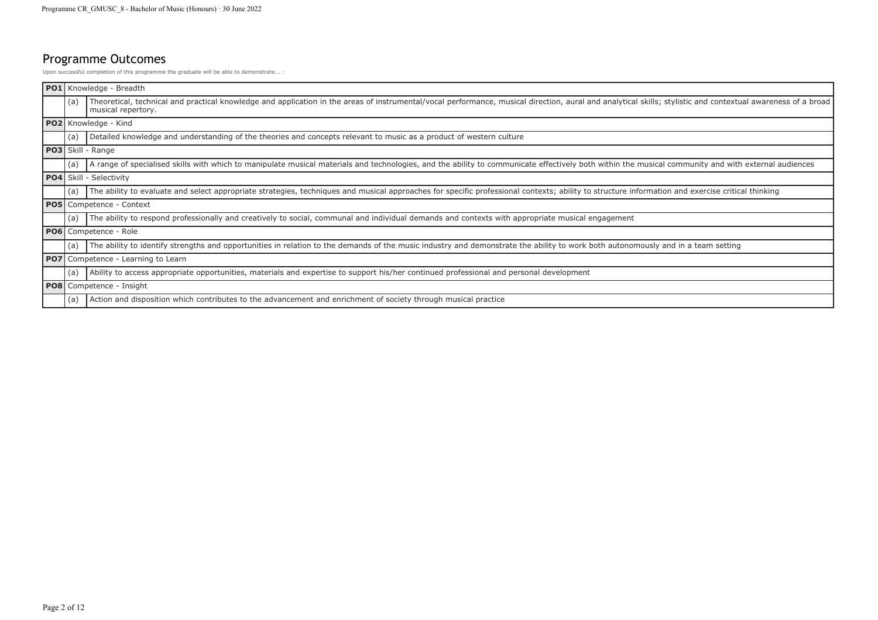## Programme Outcomes

Upon successful completion of this programme the graduate will be able to demonstrate... :

| | | |
|---|---|---|
| **PO1** | Knowledge - Breadth | |
| | (a) | Theoretical, technical and practical knowledge and application in the areas of instrumental/vocal performance, musical direction, aural and analytical skills; stylistic and contextual awareness of a broad musical repertory. |
| **PO2** | Knowledge - Kind | |
| | (a) | Detailed knowledge and understanding of the theories and concepts relevant to music as a product of western culture |
| **PO3** | Skill - Range | |
| | (a) | A range of specialised skills with which to manipulate musical materials and technologies, and the ability to communicate effectively both within the musical community and with external audiences |
| **PO4** | Skill - Selectivity | |
| | (a) | The ability to evaluate and select appropriate strategies, techniques and musical approaches for specific professional contexts; ability to structure information and exercise critical thinking |
| **PO5** | Competence - Context | |
| | (a) | The ability to respond professionally and creatively to social, communal and individual demands and contexts with appropriate musical engagement |
| **PO6** | Competence - Role | |
| | (a) | The ability to identify strengths and opportunities in relation to the demands of the music industry and demonstrate the ability to work both autonomously and in a team setting |
| **PO7** | Competence - Learning to Learn | |
| | (a) | Ability to access appropriate opportunities, materials and expertise to support his/her continued professional and personal development |
| **PO8** | Competence - Insight | |
| | (a) | Action and disposition which contributes to the advancement and enrichment of society through musical practice |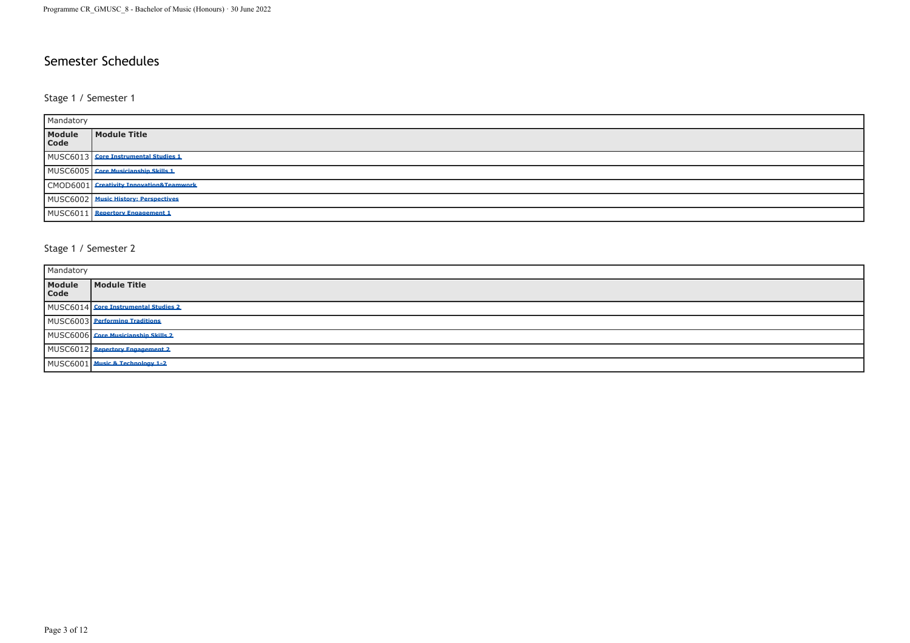# Semester Schedules

## Stage 1 / Semester 1

| Mandatory | |
|---|---|
| **Module Code** | **Module Title** |
| MUSC6013 | Core Instrumental Studies 1 |
| MUSC6005 | Core Musicianship Skills 1 |
| CMOD6001 | Creativity Innovation&Teamwork |
| MUSC6002 | Music History: Perspectives |
| MUSC6011 | Repertory Engagement 1 |

## Stage 1 / Semester 2

| Mandatory | |
|---|---|
| **Module Code** | **Module Title** |
| MUSC6014 | Core Instrumental Studies 2 |
| MUSC6003 | Performing Traditions |
| MUSC6006 | Core Musicianship Skills 2 |
| MUSC6012 | Repertory Engagement 2 |
| MUSC6001 | Music & Technology 1-2 |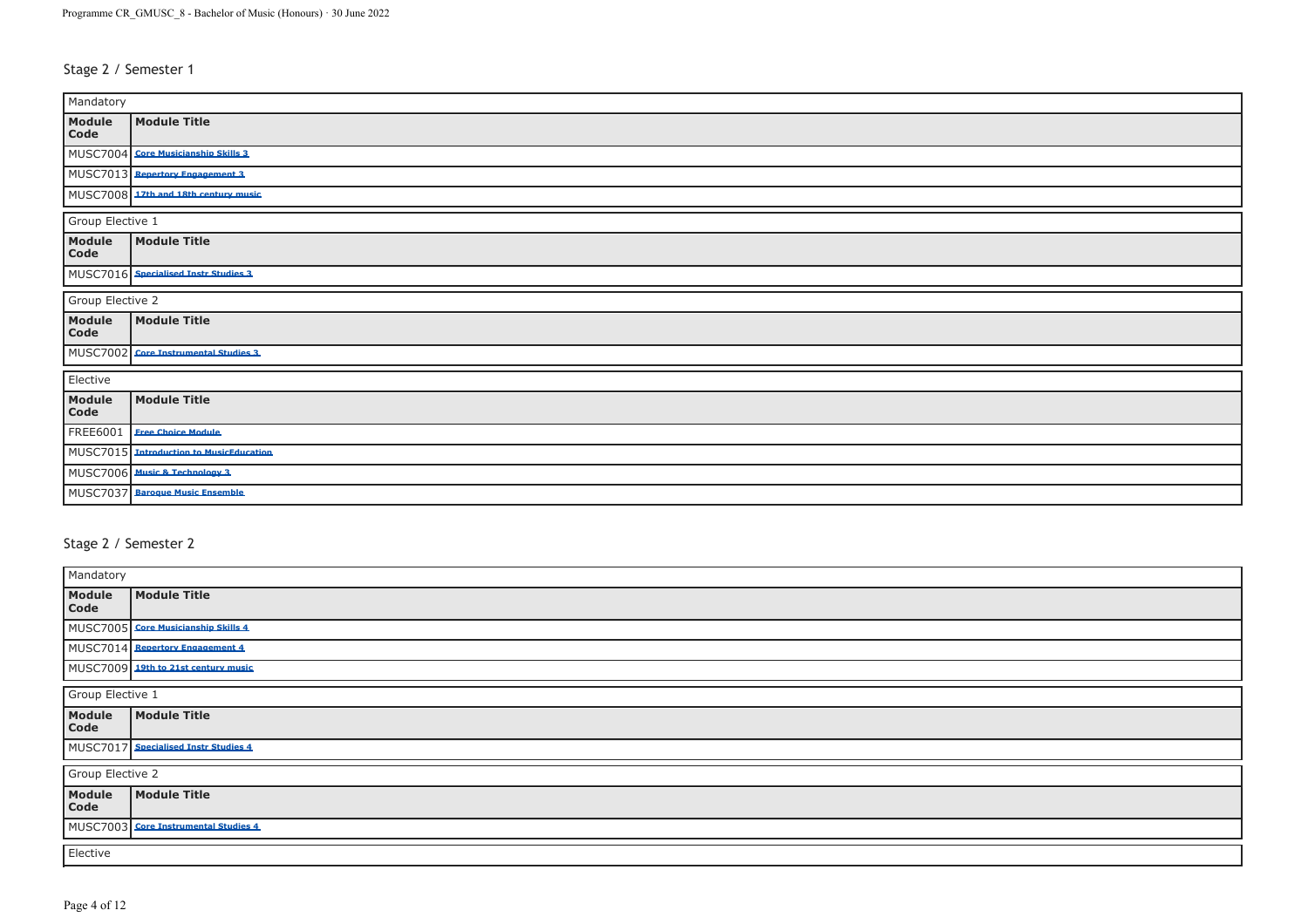## Stage 2 / Semester 1

| Mandatory | |
|---|---|
| **Module Code** | **Module Title** |
| MUSC7004 | Core Musicianship Skills 3 |
| MUSC7013 | Repertory Engagement 3 |
| MUSC7008 | 17th and 18th century music |

| Group Elective 1 | |
|---|---|
| **Module Code** | **Module Title** |
| MUSC7016 | Specialised Instr Studies 3 |

| Group Elective 2 | |
|---|---|
| **Module Code** | **Module Title** |
| MUSC7002 | Core Instrumental Studies 3 |

| Elective | |
|---|---|
| **Module Code** | **Module Title** |
| FREE6001 | Free Choice Module |
| MUSC7015 | Introduction to MusicEducation |
| MUSC7006 | Music & Technology 3 |
| MUSC7037 | Baroque Music Ensemble |

## Stage 2 / Semester 2

| Mandatory | |
|---|---|
| **Module Code** | **Module Title** |
| MUSC7005 | Core Musicianship Skills 4 |
| MUSC7014 | Repertory Engagement 4 |
| MUSC7009 | 19th to 21st century music |

| Group Elective 1 | |
|---|---|
| **Module Code** | **Module Title** |
| MUSC7017 | Specialised Instr Studies 4 |

| Group Elective 2 | |
|---|---|
| **Module Code** | **Module Title** |
| MUSC7003 | Core Instrumental Studies 4 |

Elective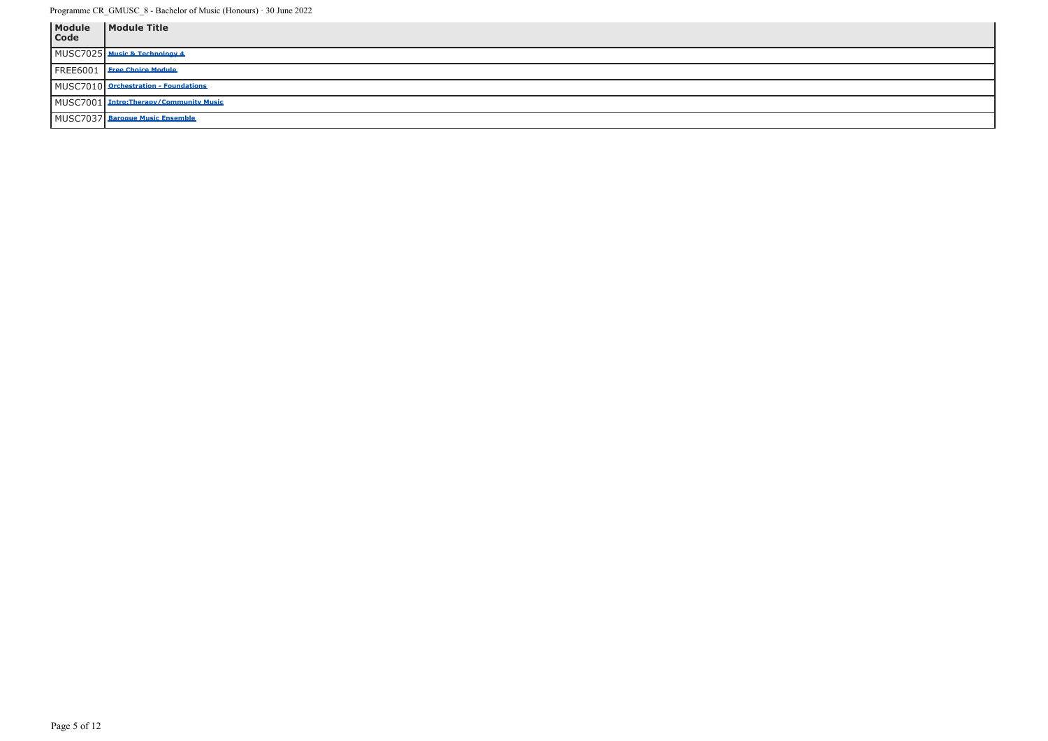| Module Code | Module Title |
|---|---|
| MUSC7025 | Music & Technology 4 |
| FREE6001 | Free Choice Module |
| MUSC7010 | Orchestration - Foundations |
| MUSC7001 | Intro:Therapy/Community Music |
| MUSC7037 | Baroque Music Ensemble |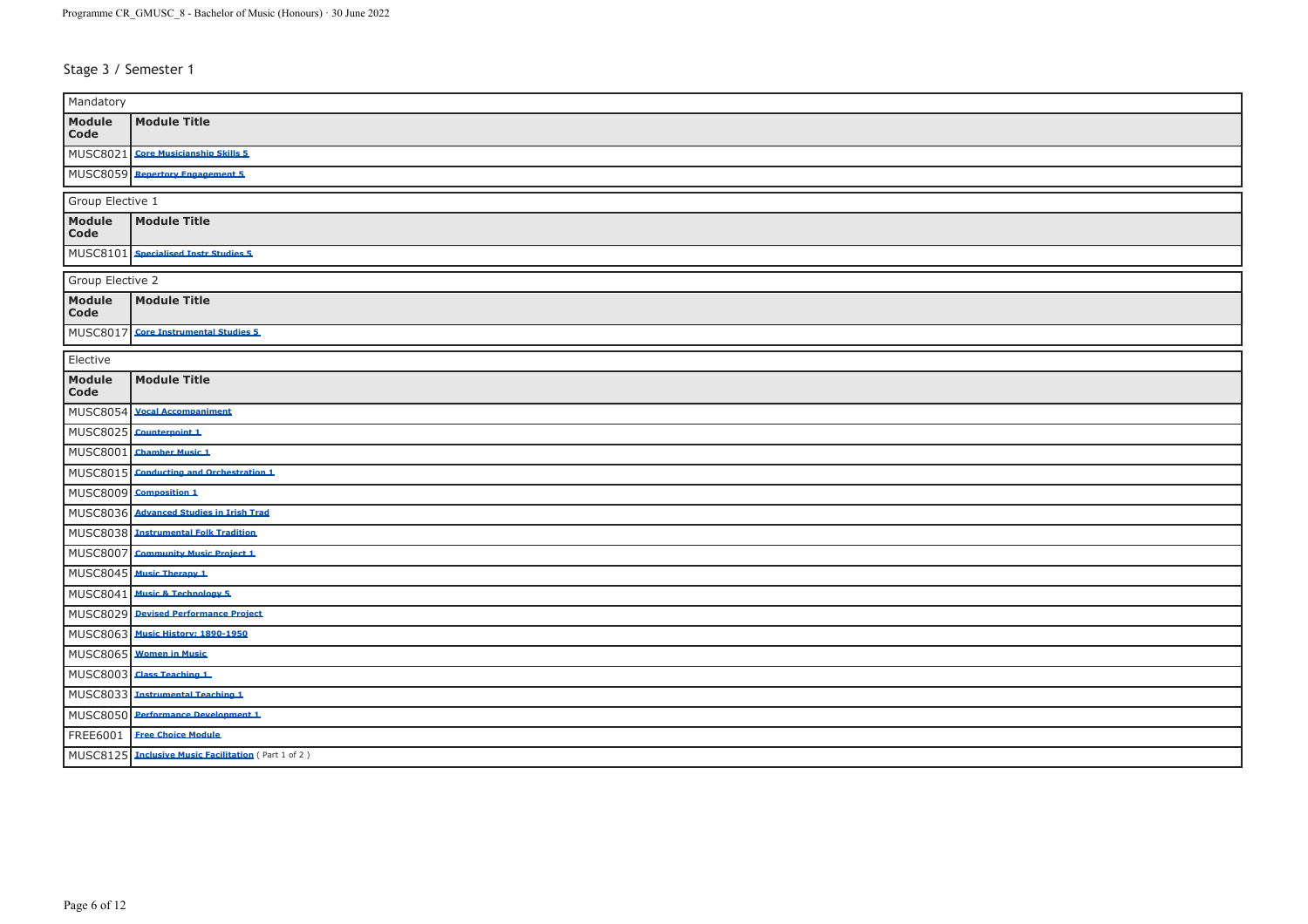## Stage 3 / Semester 1

**Mandatory**

| Module Code | Module Title |
|---|---|
| MUSC8021 | Core Musicianship Skills 5 |
| MUSC8059 | Repertory Engagement 5 |

**Group Elective 1**

| Module Code | Module Title |
|---|---|
| MUSC8101 | Specialised Instr Studies 5 |

**Group Elective 2**

| Module Code | Module Title |
|---|---|
| MUSC8017 | Core Instrumental Studies 5 |

**Elective**

| Module Code | Module Title |
|---|---|
| MUSC8054 | Vocal Accompaniment |
| MUSC8025 | Counterpoint 1 |
| MUSC8001 | Chamber Music 1 |
| MUSC8015 | Conducting and Orchestration 1 |
| MUSC8009 | Composition 1 |
| MUSC8036 | Advanced Studies in Irish Trad |
| MUSC8038 | Instrumental Folk Tradition |
| MUSC8007 | Community Music Project 1 |
| MUSC8045 | Music Therapy 1 |
| MUSC8041 | Music & Technology 5 |
| MUSC8029 | Devised Performance Project |
| MUSC8063 | Music History: 1890-1950 |
| MUSC8065 | Women in Music |
| MUSC8003 | Class Teaching 1 |
| MUSC8033 | Instrumental Teaching 1 |
| MUSC8050 | Performance Development 1 |
| FREE6001 | Free Choice Module |
| MUSC8125 | Inclusive Music Facilitation ( Part 1 of 2 ) |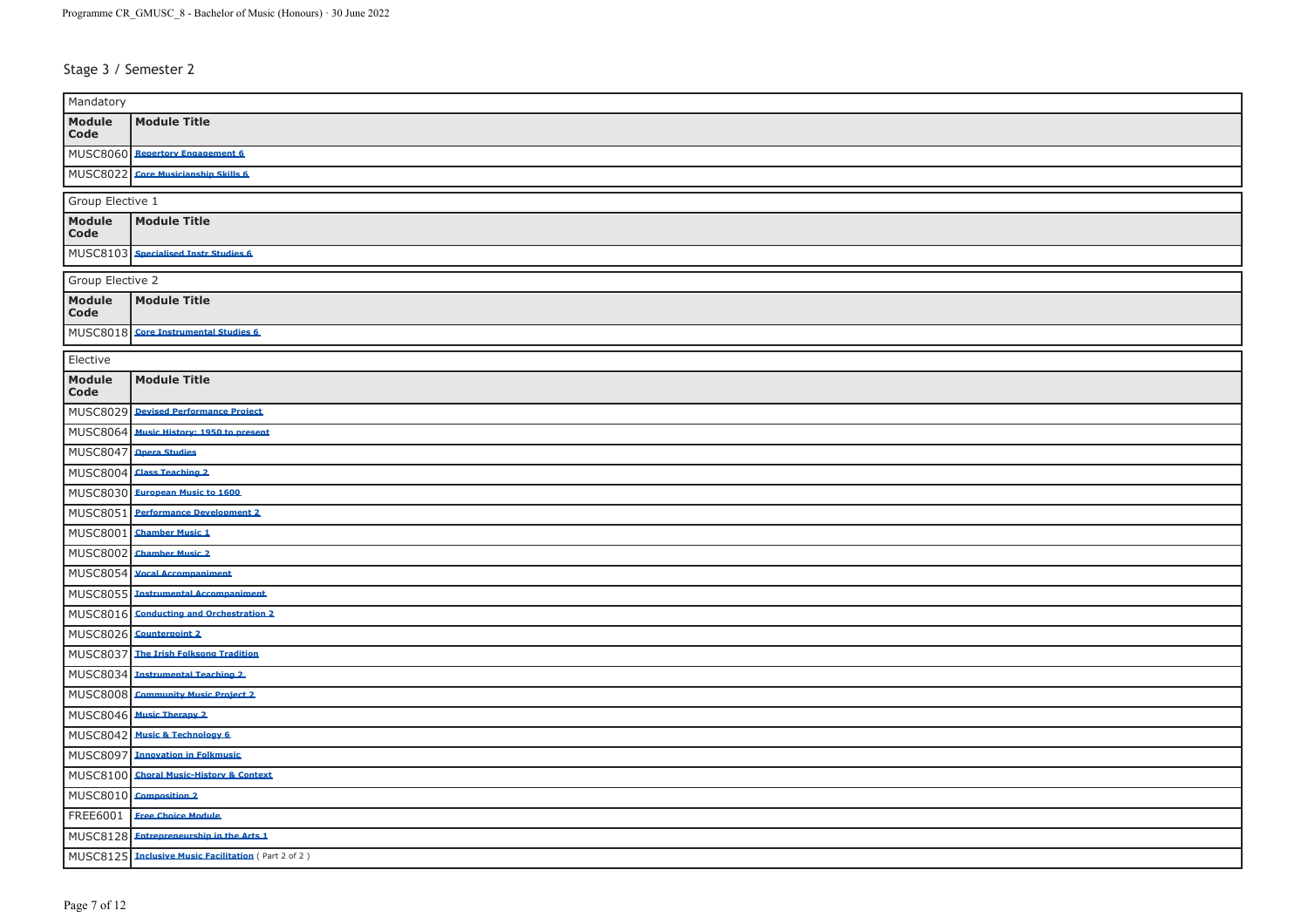## Stage 3 / Semester 2

| Mandatory | |
|---|---|
| **Module Code** | **Module Title** |
| MUSC8060 | Repertory Engagement 6 |
| MUSC8022 | Core Musicianship Skills 6 |

| Group Elective 1 | |
|---|---|
| **Module Code** | **Module Title** |
| MUSC8103 | Specialised Instr Studies 6 |

| Group Elective 2 | |
|---|---|
| **Module Code** | **Module Title** |
| MUSC8018 | Core Instrumental Studies 6 |

| Elective | |
|---|---|
| **Module Code** | **Module Title** |
| MUSC8029 | Devised Performance Project |
| MUSC8064 | Music History: 1950 to present |
| MUSC8047 | Opera Studies |
| MUSC8004 | Class Teaching 2 |
| MUSC8030 | European Music to 1600 |
| MUSC8051 | Performance Development 2 |
| MUSC8001 | Chamber Music 1 |
| MUSC8002 | Chamber Music 2 |
| MUSC8054 | Vocal Accompaniment |
| MUSC8055 | Instrumental Accompaniment |
| MUSC8016 | Conducting and Orchestration 2 |
| MUSC8026 | Counterpoint 2 |
| MUSC8037 | The Irish Folksong Tradition |
| MUSC8034 | Instrumental Teaching 2 |
| MUSC8008 | Community Music Project 2 |
| MUSC8046 | Music Therapy 2 |
| MUSC8042 | Music & Technology 6 |
| MUSC8097 | Innovation in Folkmusic |
| MUSC8100 | Choral Music-History & Context |
| MUSC8010 | Composition 2 |
| FREE6001 | Free Choice Module |
| MUSC8128 | Entrepreneurship in the Arts 1 |
| MUSC8125 | Inclusive Music Facilitation ( Part 2 of 2 ) |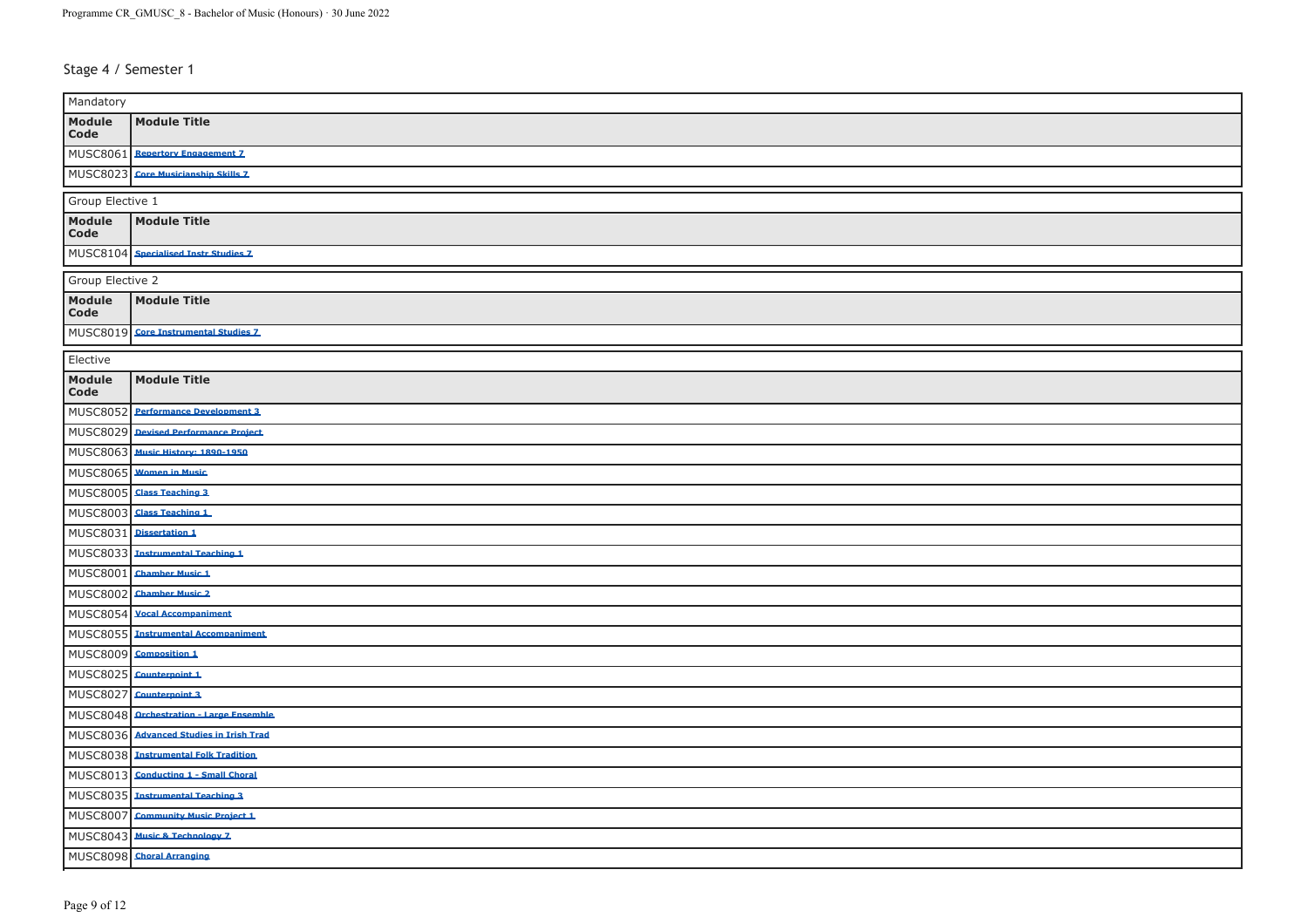## Stage 4 / Semester 1

**Mandatory**

| Module Code | Module Title |
|---|---|
| MUSC8061 | Repertory Engagement 7 |
| MUSC8023 | Core Musicianship Skills 7 |

**Group Elective 1**

| Module Code | Module Title |
|---|---|
| MUSC8104 | Specialised Instr Studies 7 |

**Group Elective 2**

| Module Code | Module Title |
|---|---|
| MUSC8019 | Core Instrumental Studies 7 |

**Elective**

| Module Code | Module Title |
|---|---|
| MUSC8052 | Performance Development 3 |
| MUSC8029 | Devised Performance Project |
| MUSC8063 | Music History: 1890-1950 |
| MUSC8065 | Women in Music |
| MUSC8005 | Class Teaching 3 |
| MUSC8003 | Class Teaching 1 |
| MUSC8031 | Dissertation 1 |
| MUSC8033 | Instrumental Teaching 1 |
| MUSC8001 | Chamber Music 1 |
| MUSC8002 | Chamber Music 2 |
| MUSC8054 | Vocal Accompaniment |
| MUSC8055 | Instrumental Accompaniment |
| MUSC8009 | Composition 1 |
| MUSC8025 | Counterpoint 1 |
| MUSC8027 | Counterpoint 3 |
| MUSC8048 | Orchestration - Large Ensemble |
| MUSC8036 | Advanced Studies in Irish Trad |
| MUSC8038 | Instrumental Folk Tradition |
| MUSC8013 | Conducting 1 - Small Choral |
| MUSC8035 | Instrumental Teaching 3 |
| MUSC8007 | Community Music Project 1 |
| MUSC8043 | Music & Technology 7 |
| MUSC8098 | Choral Arranging |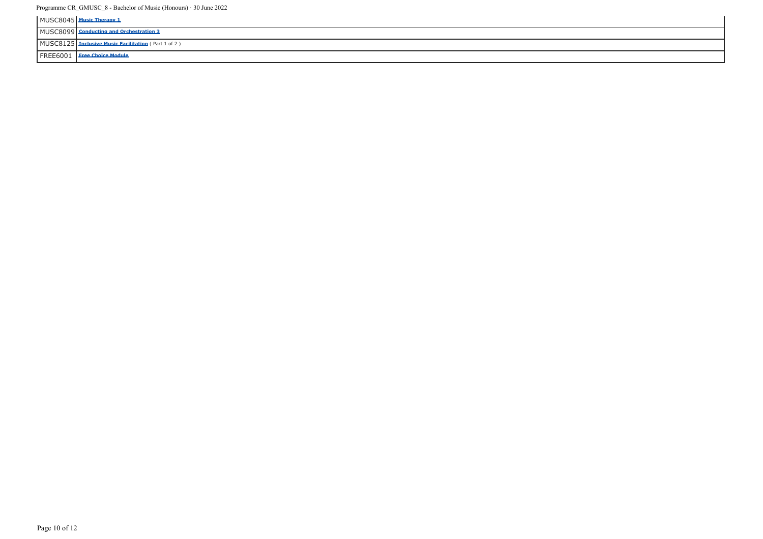| | |
|---|---|
| MUSC8045 | **Music Therapy 1** |
| MUSC8099 | **Conducting and Orchestration 3** |
| MUSC8125 | **Inclusive Music Facilitation** ( Part 1 of 2 ) |
| FREE6001 | **Free Choice Module** |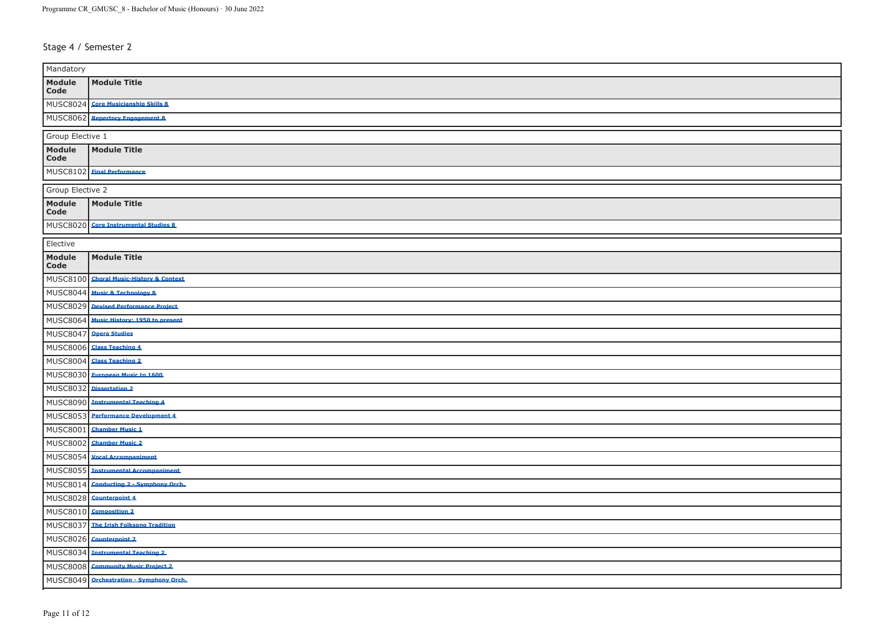## Stage 4 / Semester 2

**Mandatory**

| Module Code | Module Title |
|---|---|
| MUSC8024 | Core Musicianship Skills 8 |
| MUSC8062 | Repertory Engagement 8 |

**Group Elective 1**

| Module Code | Module Title |
|---|---|
| MUSC8102 | Final Performance |

**Group Elective 2**

| Module Code | Module Title |
|---|---|
| MUSC8020 | Core Instrumental Studies 8 |

**Elective**

| Module Code | Module Title |
|---|---|
| MUSC8100 | Choral Music-History & Context |
| MUSC8044 | Music & Technology 8 |
| MUSC8029 | Devised Performance Project |
| MUSC8064 | Music History: 1950 to present |
| MUSC8047 | Opera Studies |
| MUSC8006 | Class Teaching 4 |
| MUSC8004 | Class Teaching 2 |
| MUSC8030 | European Music to 1600 |
| MUSC8032 | Dissertation 2 |
| MUSC8090 | Instrumental Teaching 4 |
| MUSC8053 | Performance Development 4 |
| MUSC8001 | Chamber Music 1 |
| MUSC8002 | Chamber Music 2 |
| MUSC8054 | Vocal Accompaniment |
| MUSC8055 | Instrumental Accompaniment |
| MUSC8014 | Conducting 2 - Symphony Orch. |
| MUSC8028 | Counterpoint 4 |
| MUSC8010 | Composition 2 |
| MUSC8037 | The Irish Folksong Tradition |
| MUSC8026 | Counterpoint 2 |
| MUSC8034 | Instrumental Teaching 2 |
| MUSC8008 | Community Music Project 2 |
| MUSC8049 | Orchestration - Symphony Orch. |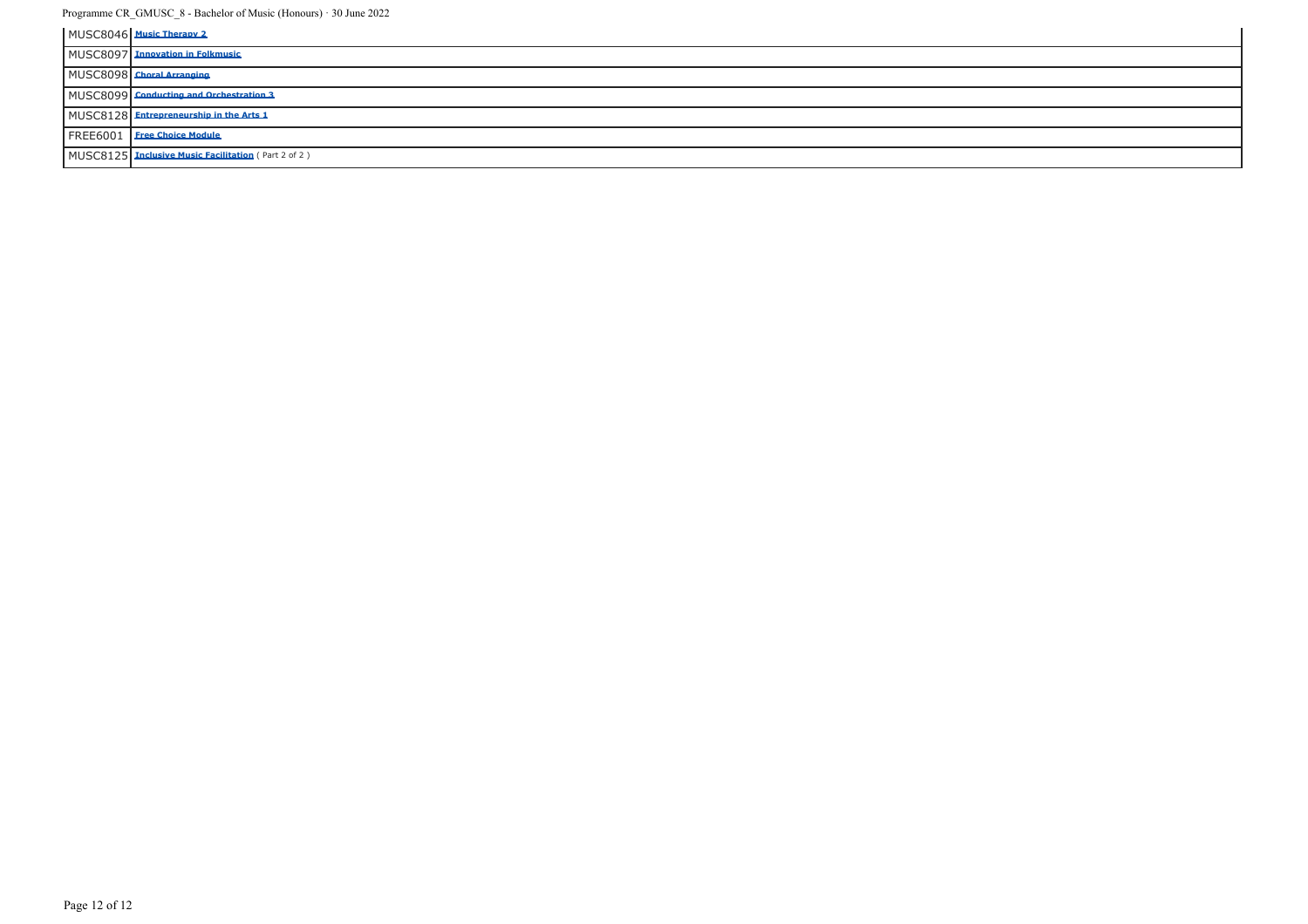| | |
|---|---|
| MUSC8046 | **Music Therapy 2** |
| MUSC8097 | **Innovation in Folkmusic** |
| MUSC8098 | **Choral Arranging** |
| MUSC8099 | **Conducting and Orchestration 3** |
| MUSC8128 | **Entrepreneurship in the Arts 1** |
| FREE6001 | **Free Choice Module** |
| MUSC8125 | **Inclusive Music Facilitation** ( Part 2 of 2 ) |